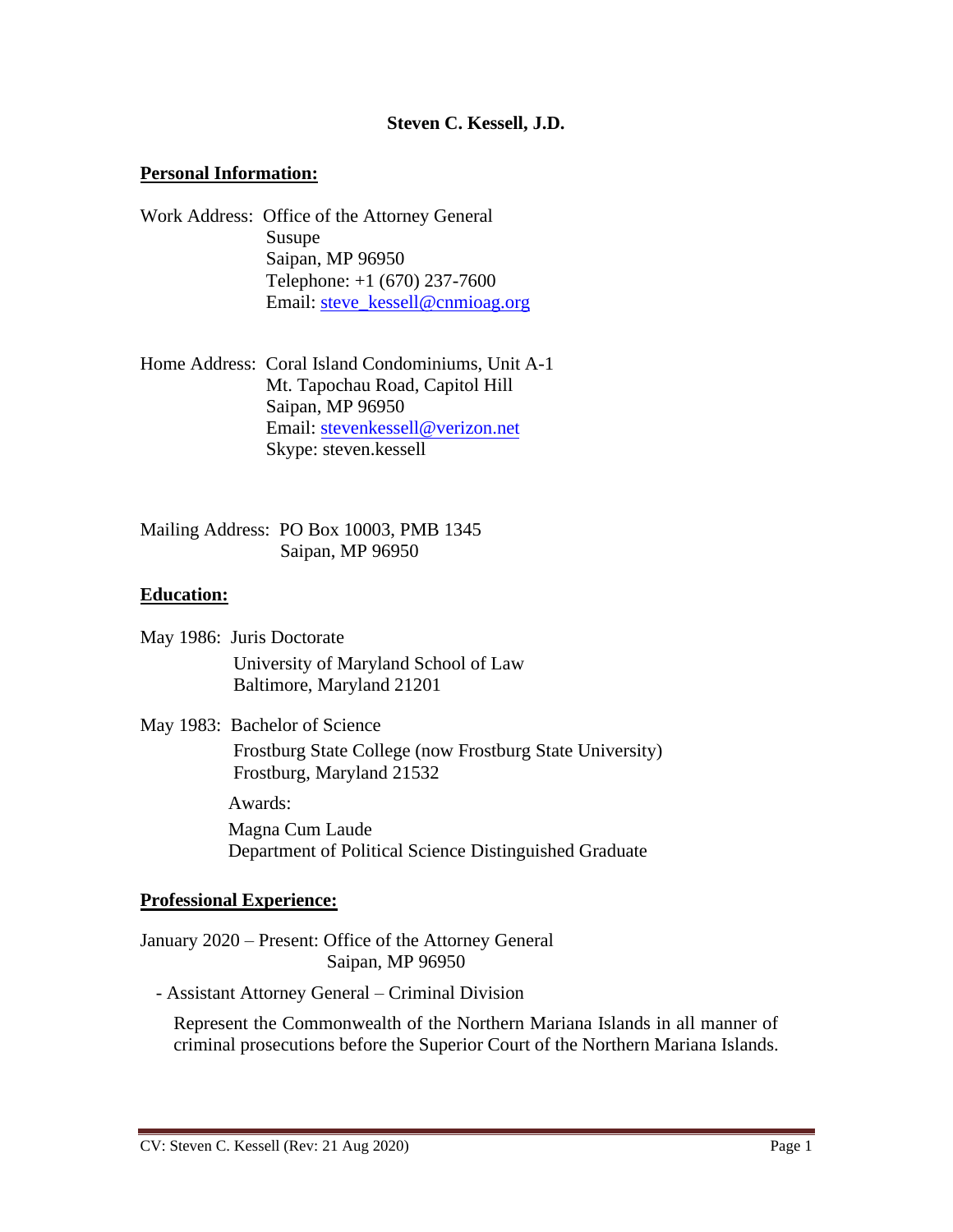# Steven C. Kessell, J.D.

## Personal Information:

Work Address: Office of the Attorney General
Susupe
Saipan, MP 96950
Telephone: +1 (670) 237-7600
Email: steve_kessell@cnmioag.org

Home Address: Coral Island Condominiums, Unit A-1
Mt. Tapochau Road, Capitol Hill
Saipan, MP 96950
Email: stevenkessell@verizon.net
Skype: steven.kessell

Mailing Address: PO Box 10003, PMB 1345
Saipan, MP 96950

## Education:

May 1986: Juris Doctorate
University of Maryland School of Law
Baltimore, Maryland 21201

May 1983: Bachelor of Science
Frostburg State College (now Frostburg State University)
Frostburg, Maryland 21532

Awards:
Magna Cum Laude
Department of Political Science Distinguished Graduate

## Professional Experience:

January 2020 – Present: Office of the Attorney General
Saipan, MP 96950

- Assistant Attorney General – Criminal Division

  Represent the Commonwealth of the Northern Mariana Islands in all manner of criminal prosecutions before the Superior Court of the Northern Mariana Islands.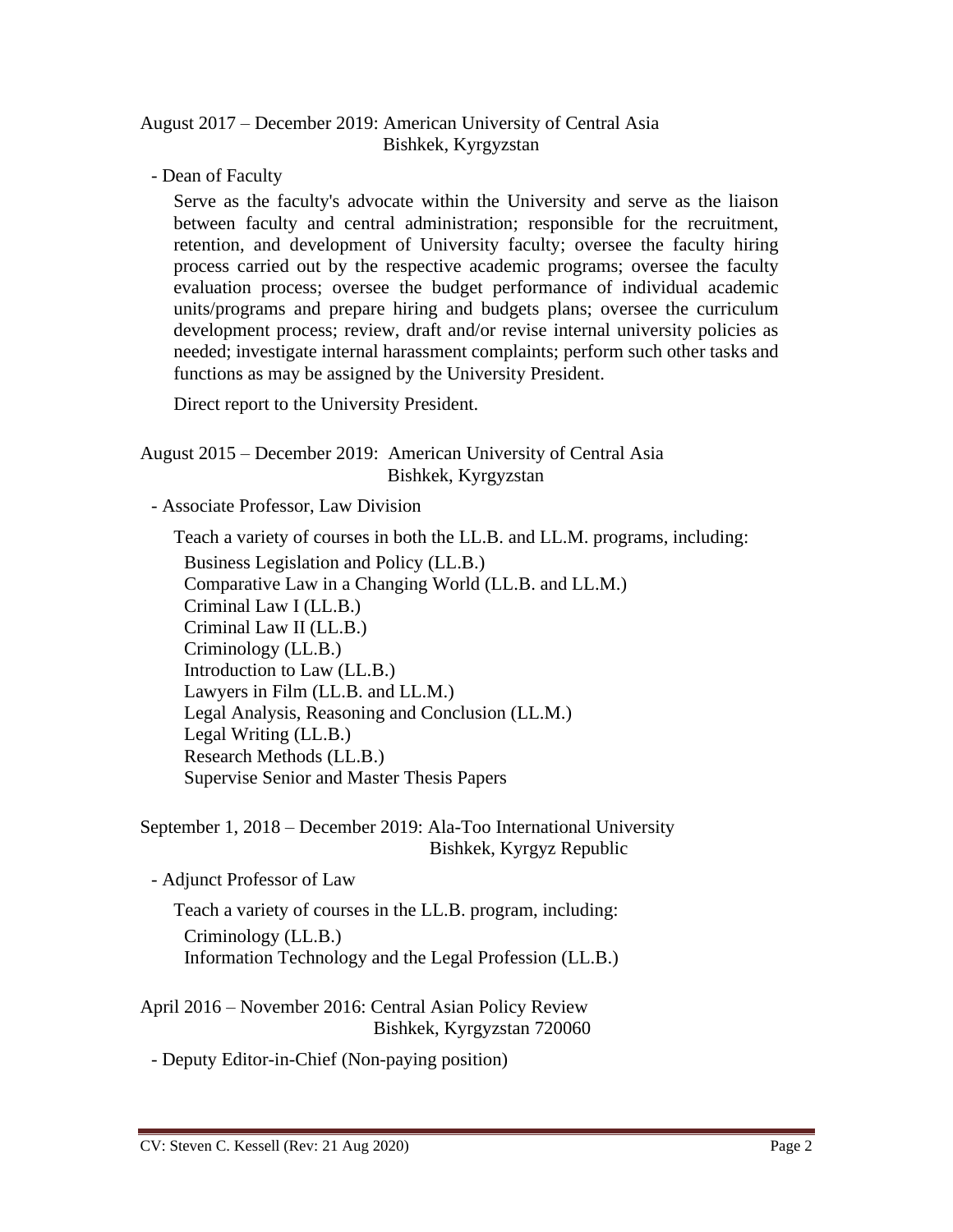August 2017 – December 2019: American University of Central Asia
Bishkek, Kyrgyzstan

- Dean of Faculty

  Serve as the faculty's advocate within the University and serve as the liaison between faculty and central administration; responsible for the recruitment, retention, and development of University faculty; oversee the faculty hiring process carried out by the respective academic programs; oversee the faculty evaluation process; oversee the budget performance of individual academic units/programs and prepare hiring and budgets plans; oversee the curriculum development process; review, draft and/or revise internal university policies as needed; investigate internal harassment complaints; perform such other tasks and functions as may be assigned by the University President.

  Direct report to the University President.

August 2015 – December 2019: American University of Central Asia
Bishkek, Kyrgyzstan

- Associate Professor, Law Division

  Teach a variety of courses in both the LL.B. and LL.M. programs, including:

  Business Legislation and Policy (LL.B.)
  Comparative Law in a Changing World (LL.B. and LL.M.)
  Criminal Law I (LL.B.)
  Criminal Law II (LL.B.)
  Criminology (LL.B.)
  Introduction to Law (LL.B.)
  Lawyers in Film (LL.B. and LL.M.)
  Legal Analysis, Reasoning and Conclusion (LL.M.)
  Legal Writing (LL.B.)
  Research Methods (LL.B.)
  Supervise Senior and Master Thesis Papers

September 1, 2018 – December 2019: Ala-Too International University
Bishkek, Kyrgyz Republic

- Adjunct Professor of Law

  Teach a variety of courses in the LL.B. program, including:

  Criminology (LL.B.)
  Information Technology and the Legal Profession (LL.B.)

April 2016 – November 2016: Central Asian Policy Review
Bishkek, Kyrgyzstan 720060

- Deputy Editor-in-Chief (Non-paying position)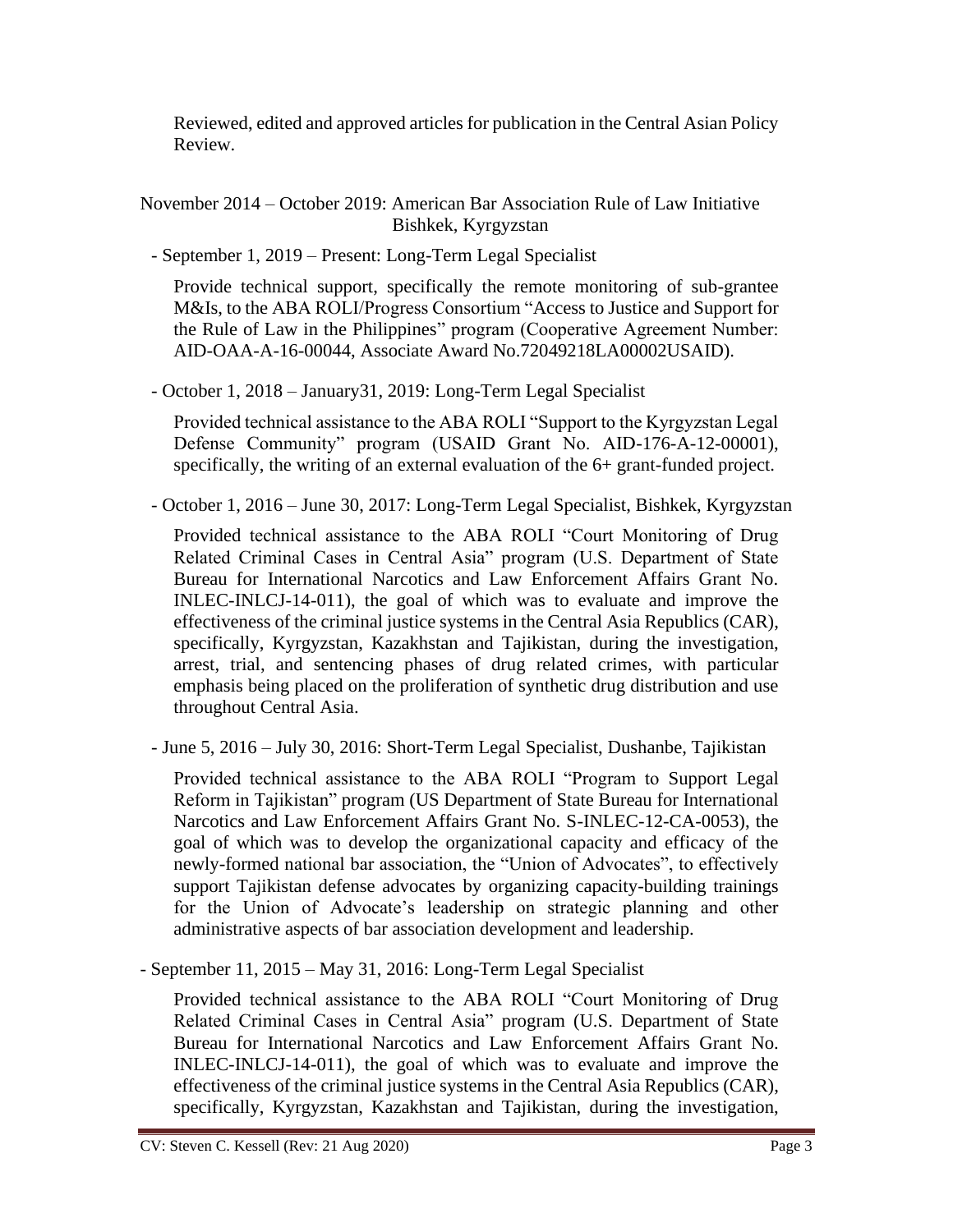Reviewed, edited and approved articles for publication in the Central Asian Policy Review.

November 2014 – October 2019: American Bar Association Rule of Law Initiative Bishkek, Kyrgyzstan

- September 1, 2019 – Present: Long-Term Legal Specialist

  Provide technical support, specifically the remote monitoring of sub-grantee M&Is, to the ABA ROLI/Progress Consortium "Access to Justice and Support for the Rule of Law in the Philippines" program (Cooperative Agreement Number: AID-OAA-A-16-00044, Associate Award No.72049218LA00002USAID).

- October 1, 2018 – January31, 2019: Long-Term Legal Specialist

  Provided technical assistance to the ABA ROLI "Support to the Kyrgyzstan Legal Defense Community" program (USAID Grant No. AID-176-A-12-00001), specifically, the writing of an external evaluation of the 6+ grant-funded project.

- October 1, 2016 – June 30, 2017: Long-Term Legal Specialist, Bishkek, Kyrgyzstan

  Provided technical assistance to the ABA ROLI "Court Monitoring of Drug Related Criminal Cases in Central Asia" program (U.S. Department of State Bureau for International Narcotics and Law Enforcement Affairs Grant No. INLEC-INLCJ-14-011), the goal of which was to evaluate and improve the effectiveness of the criminal justice systems in the Central Asia Republics (CAR), specifically, Kyrgyzstan, Kazakhstan and Tajikistan, during the investigation, arrest, trial, and sentencing phases of drug related crimes, with particular emphasis being placed on the proliferation of synthetic drug distribution and use throughout Central Asia.

- June 5, 2016 – July 30, 2016: Short-Term Legal Specialist, Dushanbe, Tajikistan

  Provided technical assistance to the ABA ROLI "Program to Support Legal Reform in Tajikistan" program (US Department of State Bureau for International Narcotics and Law Enforcement Affairs Grant No. S-INLEC-12-CA-0053), the goal of which was to develop the organizational capacity and efficacy of the newly-formed national bar association, the "Union of Advocates", to effectively support Tajikistan defense advocates by organizing capacity-building trainings for the Union of Advocate's leadership on strategic planning and other administrative aspects of bar association development and leadership.

- September 11, 2015 – May 31, 2016: Long-Term Legal Specialist

  Provided technical assistance to the ABA ROLI "Court Monitoring of Drug Related Criminal Cases in Central Asia" program (U.S. Department of State Bureau for International Narcotics and Law Enforcement Affairs Grant No. INLEC-INLCJ-14-011), the goal of which was to evaluate and improve the effectiveness of the criminal justice systems in the Central Asia Republics (CAR), specifically, Kyrgyzstan, Kazakhstan and Tajikistan, during the investigation,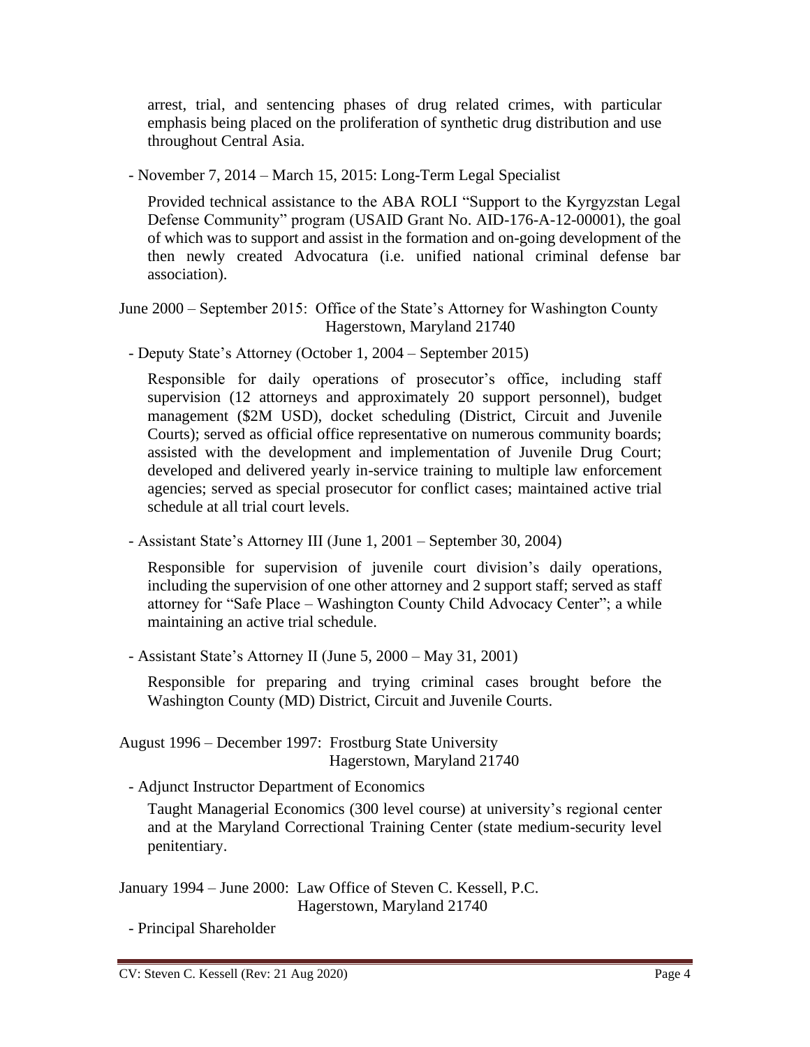arrest, trial, and sentencing phases of drug related crimes, with particular emphasis being placed on the proliferation of synthetic drug distribution and use throughout Central Asia.

- November 7, 2014 – March 15, 2015: Long-Term Legal Specialist

  Provided technical assistance to the ABA ROLI "Support to the Kyrgyzstan Legal Defense Community" program (USAID Grant No. AID-176-A-12-00001), the goal of which was to support and assist in the formation and on-going development of the then newly created Advocatura (i.e. unified national criminal defense bar association).

June 2000 – September 2015: Office of the State's Attorney for Washington County
Hagerstown, Maryland 21740

- Deputy State's Attorney (October 1, 2004 – September 2015)

  Responsible for daily operations of prosecutor's office, including staff supervision (12 attorneys and approximately 20 support personnel), budget management ($2M USD), docket scheduling (District, Circuit and Juvenile Courts); served as official office representative on numerous community boards; assisted with the development and implementation of Juvenile Drug Court; developed and delivered yearly in-service training to multiple law enforcement agencies; served as special prosecutor for conflict cases; maintained active trial schedule at all trial court levels.

- Assistant State's Attorney III (June 1, 2001 – September 30, 2004)

  Responsible for supervision of juvenile court division's daily operations, including the supervision of one other attorney and 2 support staff; served as staff attorney for "Safe Place – Washington County Child Advocacy Center"; a while maintaining an active trial schedule.

- Assistant State's Attorney II (June 5, 2000 – May 31, 2001)

  Responsible for preparing and trying criminal cases brought before the Washington County (MD) District, Circuit and Juvenile Courts.

August 1996 – December 1997: Frostburg State University
Hagerstown, Maryland 21740

- Adjunct Instructor Department of Economics

  Taught Managerial Economics (300 level course) at university's regional center and at the Maryland Correctional Training Center (state medium-security level penitentiary.

January 1994 – June 2000: Law Office of Steven C. Kessell, P.C.
Hagerstown, Maryland 21740

- Principal Shareholder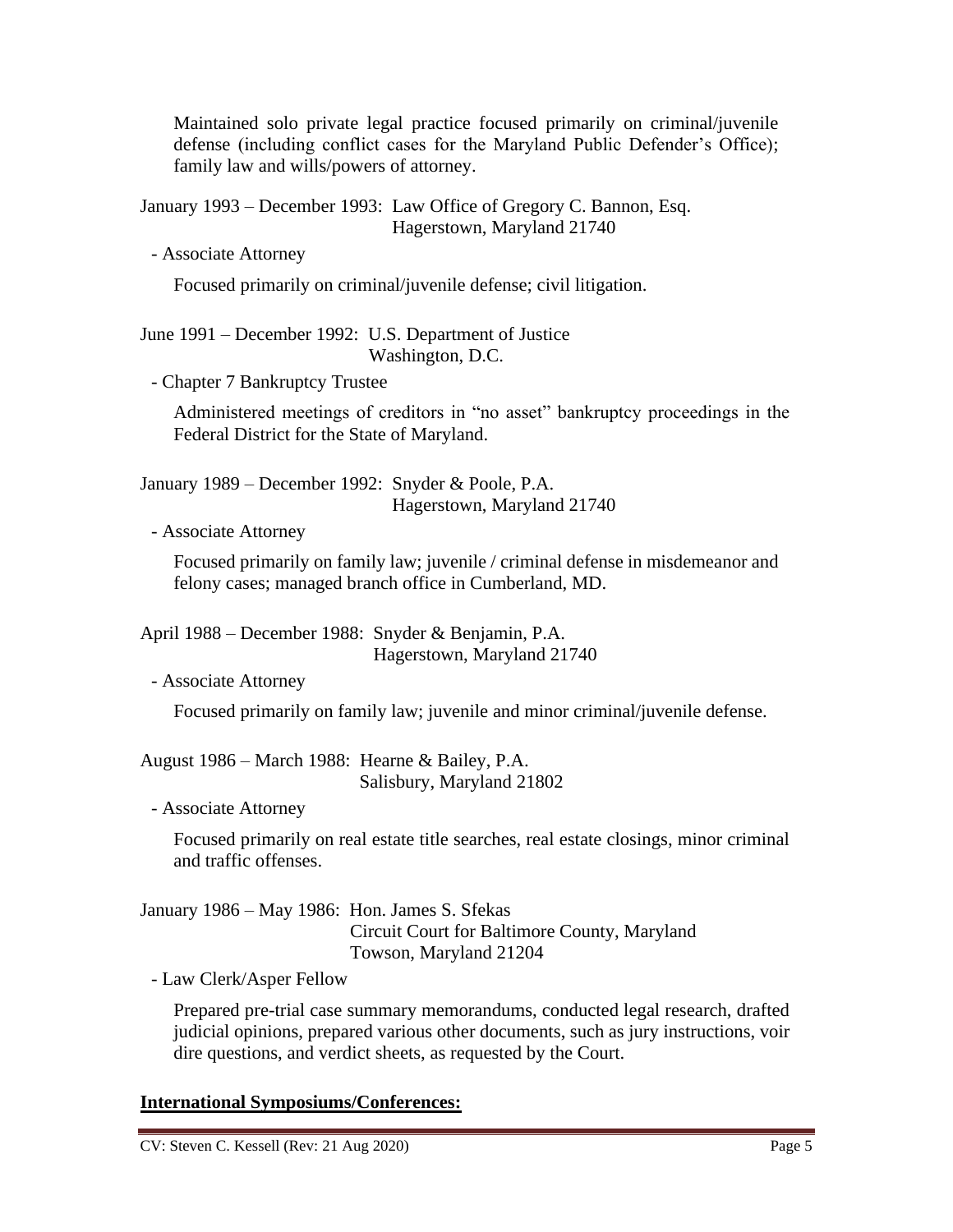Maintained solo private legal practice focused primarily on criminal/juvenile defense (including conflict cases for the Maryland Public Defender's Office); family law and wills/powers of attorney.

January 1993 – December 1993: Law Office of Gregory C. Bannon, Esq.
Hagerstown, Maryland 21740

- Associate Attorney

Focused primarily on criminal/juvenile defense; civil litigation.

June 1991 – December 1992: U.S. Department of Justice
Washington, D.C.

- Chapter 7 Bankruptcy Trustee

Administered meetings of creditors in "no asset" bankruptcy proceedings in the Federal District for the State of Maryland.

January 1989 – December 1992: Snyder & Poole, P.A.
Hagerstown, Maryland 21740

- Associate Attorney

Focused primarily on family law; juvenile / criminal defense in misdemeanor and felony cases; managed branch office in Cumberland, MD.

April 1988 – December 1988: Snyder & Benjamin, P.A.
Hagerstown, Maryland 21740

- Associate Attorney

Focused primarily on family law; juvenile and minor criminal/juvenile defense.

August 1986 – March 1988: Hearne & Bailey, P.A.
Salisbury, Maryland 21802

- Associate Attorney

Focused primarily on real estate title searches, real estate closings, minor criminal and traffic offenses.

January 1986 – May 1986: Hon. James S. Sfekas
Circuit Court for Baltimore County, Maryland
Towson, Maryland 21204

- Law Clerk/Asper Fellow

Prepared pre-trial case summary memorandums, conducted legal research, drafted judicial opinions, prepared various other documents, such as jury instructions, voir dire questions, and verdict sheets, as requested by the Court.

**International Symposiums/Conferences:**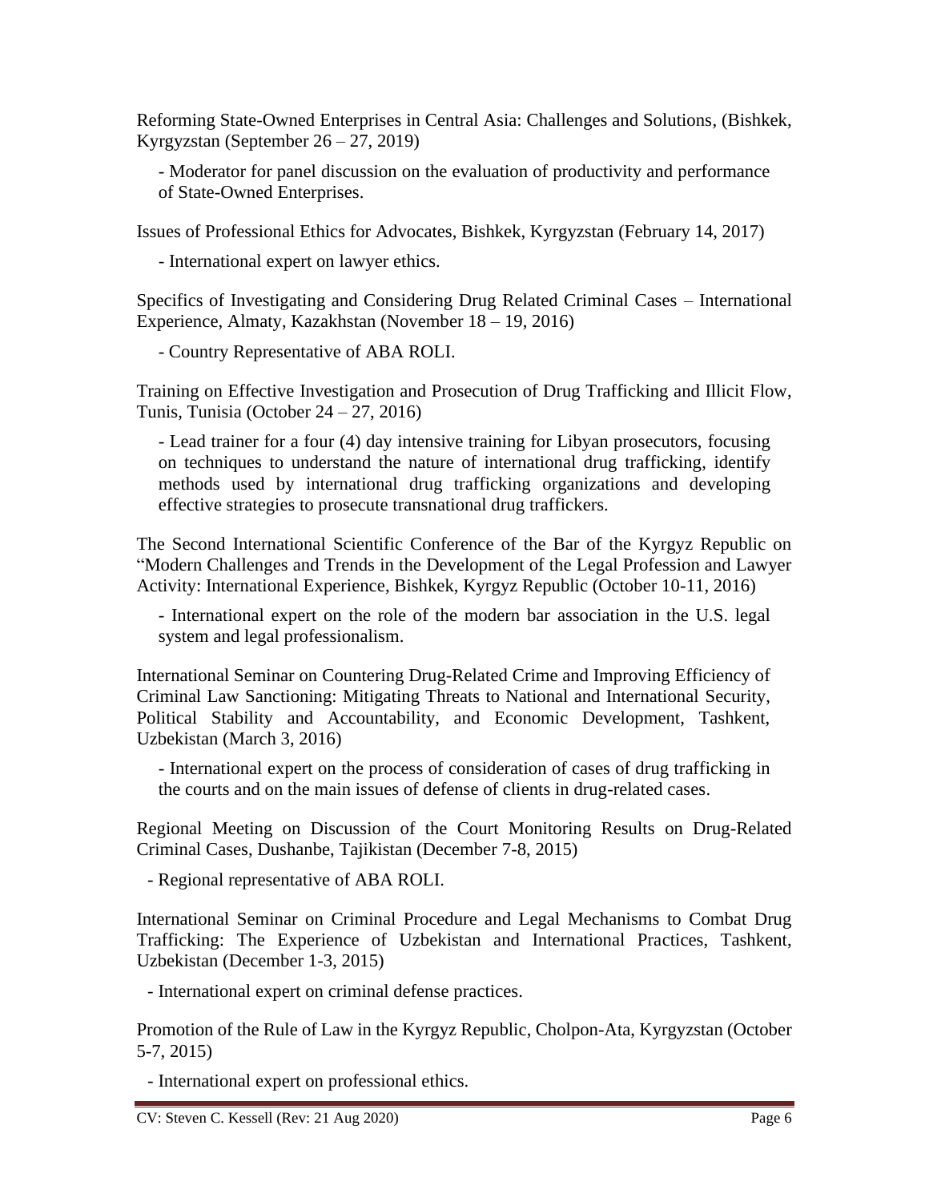Reforming State-Owned Enterprises in Central Asia: Challenges and Solutions, (Bishkek, Kyrgyzstan (September 26 – 27, 2019)

- Moderator for panel discussion on the evaluation of productivity and performance of State-Owned Enterprises.

Issues of Professional Ethics for Advocates, Bishkek, Kyrgyzstan (February 14, 2017)

- International expert on lawyer ethics.

Specifics of Investigating and Considering Drug Related Criminal Cases – International Experience, Almaty, Kazakhstan (November 18 – 19, 2016)

- Country Representative of ABA ROLI.

Training on Effective Investigation and Prosecution of Drug Trafficking and Illicit Flow, Tunis, Tunisia (October 24 – 27, 2016)

- Lead trainer for a four (4) day intensive training for Libyan prosecutors, focusing on techniques to understand the nature of international drug trafficking, identify methods used by international drug trafficking organizations and developing effective strategies to prosecute transnational drug traffickers.

The Second International Scientific Conference of the Bar of the Kyrgyz Republic on "Modern Challenges and Trends in the Development of the Legal Profession and Lawyer Activity: International Experience, Bishkek, Kyrgyz Republic (October 10-11, 2016)

- International expert on the role of the modern bar association in the U.S. legal system and legal professionalism.

International Seminar on Countering Drug-Related Crime and Improving Efficiency of Criminal Law Sanctioning: Mitigating Threats to National and International Security, Political Stability and Accountability, and Economic Development, Tashkent, Uzbekistan (March 3, 2016)

- International expert on the process of consideration of cases of drug trafficking in the courts and on the main issues of defense of clients in drug-related cases.

Regional Meeting on Discussion of the Court Monitoring Results on Drug-Related Criminal Cases, Dushanbe, Tajikistan (December 7-8, 2015)

- Regional representative of ABA ROLI.

International Seminar on Criminal Procedure and Legal Mechanisms to Combat Drug Trafficking: The Experience of Uzbekistan and International Practices, Tashkent, Uzbekistan (December 1-3, 2015)

- International expert on criminal defense practices.

Promotion of the Rule of Law in the Kyrgyz Republic, Cholpon-Ata, Kyrgyzstan (October 5-7, 2015)

- International expert on professional ethics.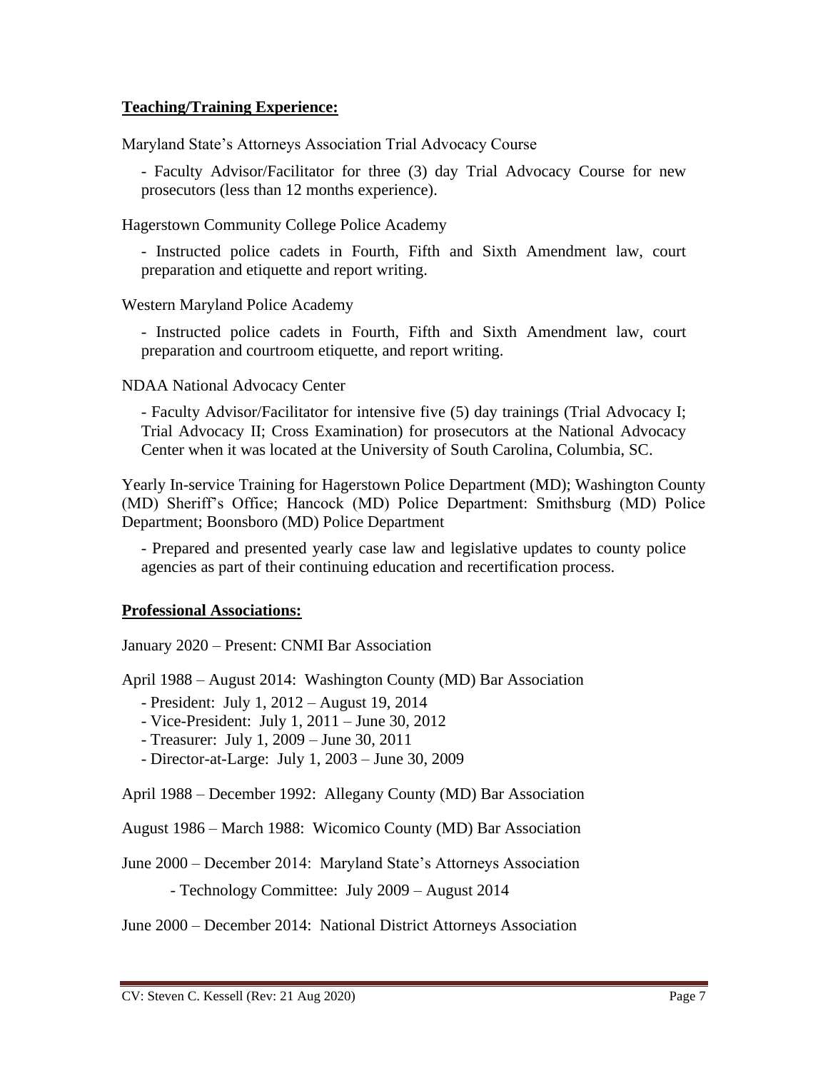**Teaching/Training Experience:**

Maryland State's Attorneys Association Trial Advocacy Course

- Faculty Advisor/Facilitator for three (3) day Trial Advocacy Course for new prosecutors (less than 12 months experience).

Hagerstown Community College Police Academy

- Instructed police cadets in Fourth, Fifth and Sixth Amendment law, court preparation and etiquette and report writing.

Western Maryland Police Academy

- Instructed police cadets in Fourth, Fifth and Sixth Amendment law, court preparation and courtroom etiquette, and report writing.

NDAA National Advocacy Center

- Faculty Advisor/Facilitator for intensive five (5) day trainings (Trial Advocacy I; Trial Advocacy II; Cross Examination) for prosecutors at the National Advocacy Center when it was located at the University of South Carolina, Columbia, SC.

Yearly In-service Training for Hagerstown Police Department (MD); Washington County (MD) Sheriff's Office; Hancock (MD) Police Department: Smithsburg (MD) Police Department; Boonsboro (MD) Police Department

- Prepared and presented yearly case law and legislative updates to county police agencies as part of their continuing education and recertification process.

**Professional Associations:**

January 2020 – Present: CNMI Bar Association

April 1988 – August 2014: Washington County (MD) Bar Association

- President: July 1, 2012 – August 19, 2014
- Vice-President: July 1, 2011 – June 30, 2012
- Treasurer: July 1, 2009 – June 30, 2011
- Director-at-Large: July 1, 2003 – June 30, 2009

April 1988 – December 1992: Allegany County (MD) Bar Association

August 1986 – March 1988: Wicomico County (MD) Bar Association

June 2000 – December 2014: Maryland State's Attorneys Association

- Technology Committee: July 2009 – August 2014

June 2000 – December 2014: National District Attorneys Association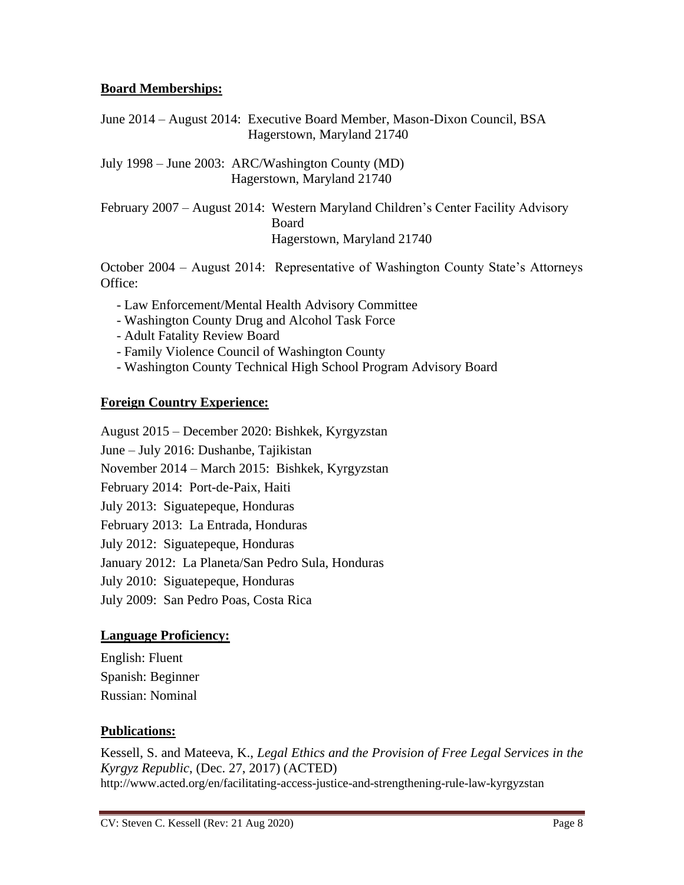## **Board Memberships:**

June 2014 – August 2014: Executive Board Member, Mason-Dixon Council, BSA
Hagerstown, Maryland 21740

July 1998 – June 2003: ARC/Washington County (MD)
Hagerstown, Maryland 21740

February 2007 – August 2014: Western Maryland Children's Center Facility Advisory Board
Hagerstown, Maryland 21740

October 2004 – August 2014: Representative of Washington County State's Attorneys Office:

- Law Enforcement/Mental Health Advisory Committee
- Washington County Drug and Alcohol Task Force
- Adult Fatality Review Board
- Family Violence Council of Washington County
- Washington County Technical High School Program Advisory Board

## **Foreign Country Experience:**

August 2015 – December 2020: Bishkek, Kyrgyzstan

June – July 2016: Dushanbe, Tajikistan

November 2014 – March 2015: Bishkek, Kyrgyzstan

February 2014: Port-de-Paix, Haiti

July 2013: Siguatepeque, Honduras

February 2013: La Entrada, Honduras

July 2012: Siguatepeque, Honduras

January 2012: La Planeta/San Pedro Sula, Honduras

July 2010: Siguatepeque, Honduras

July 2009: San Pedro Poas, Costa Rica

## **Language Proficiency:**

English: Fluent

Spanish: Beginner

Russian: Nominal

## **Publications:**

Kessell, S. and Mateeva, K., *Legal Ethics and the Provision of Free Legal Services in the Kyrgyz Republic*, (Dec. 27, 2017) (ACTED)
http://www.acted.org/en/facilitating-access-justice-and-strengthening-rule-law-kyrgyzstan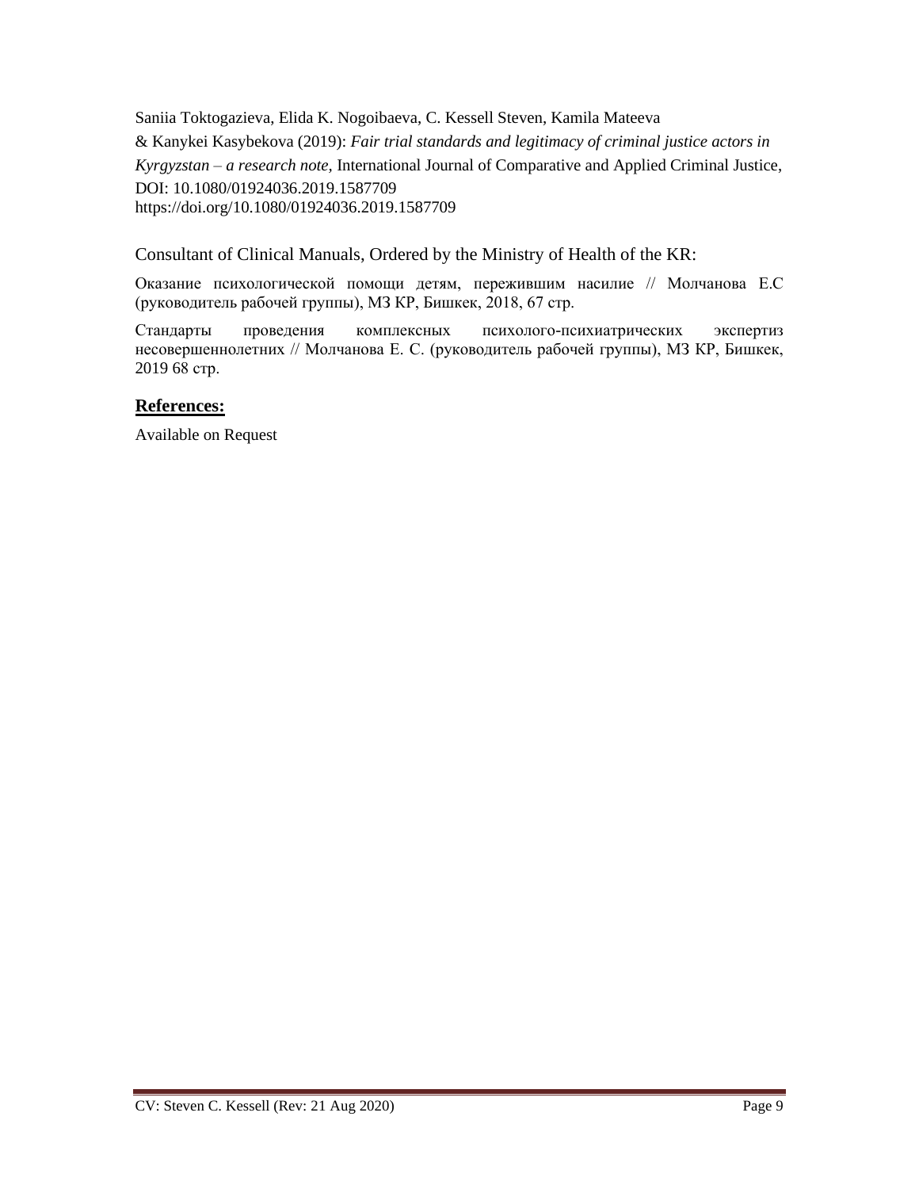Saniia Toktogazieva, Elida K. Nogoibaeva, C. Kessell Steven, Kamila Mateeva & Kanykei Kasybekova (2019): *Fair trial standards and legitimacy of criminal justice actors in Kyrgyzstan – a research note,* International Journal of Comparative and Applied Criminal Justice, DOI: 10.1080/01924036.2019.1587709
https://doi.org/10.1080/01924036.2019.1587709

Consultant of Clinical Manuals, Ordered by the Ministry of Health of the KR:

Оказание психологической помощи детям, пережившим насилие // Молчанова Е.С (руководитель рабочей группы), МЗ КР, Бишкек, 2018, 67 стр.

Стандарты проведения комплексных психолого-психиатрических экспертиз несовершеннолетних // Молчанова Е. С. (руководитель рабочей группы), МЗ КР, Бишкек, 2019 68 стр.

## References:

Available on Request